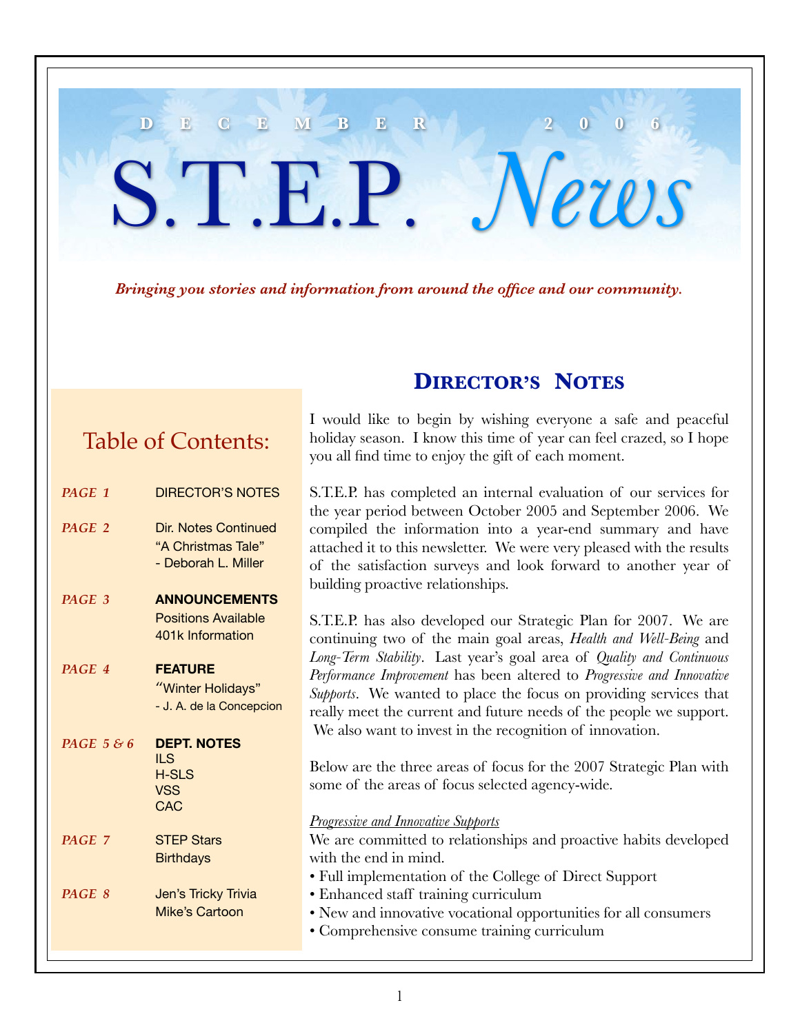DECEMBER 2006

# S.T.E.P. News

*Bringing you stories and information from around the office and our community.*

## Table of Contents:

| | |
|---|---|
| *PAGE 1* | DIRECTOR'S NOTES |
| *PAGE 2* | Dir. Notes Continued<br>"A Christmas Tale"<br>- Deborah L. Miller |
| *PAGE 3* | **ANNOUNCEMENTS**<br>Positions Available<br>401k Information |
| *PAGE 4* | **FEATURE**<br>"Winter Holidays"<br>- J. A. de la Concepcion |
| *PAGE 5 & 6* | **DEPT. NOTES**<br>ILS<br>H-SLS<br>VSS<br>CAC |
| *PAGE 7* | STEP Stars<br>Birthdays |
| *PAGE 8* | Jen's Tricky Trivia<br>Mike's Cartoon |

## DIRECTOR'S NOTES

I would like to begin by wishing everyone a safe and peaceful holiday season. I know this time of year can feel crazed, so I hope you all find time to enjoy the gift of each moment.

S.T.E.P. has completed an internal evaluation of our services for the year period between October 2005 and September 2006. We compiled the information into a year-end summary and have attached it to this newsletter. We were very pleased with the results of the satisfaction surveys and look forward to another year of building proactive relationships.

S.T.E.P. has also developed our Strategic Plan for 2007. We are continuing two of the main goal areas, *Health and Well-Being* and *Long-Term Stability*. Last year's goal area of *Quality and Continuous Performance Improvement* has been altered to *Progressive and Innovative Supports*. We wanted to place the focus on providing services that really meet the current and future needs of the people we support. We also want to invest in the recognition of innovation.

Below are the three areas of focus for the 2007 Strategic Plan with some of the areas of focus selected agency-wide.

*Progressive and Innovative Supports*

We are committed to relationships and proactive habits developed with the end in mind.

- Full implementation of the College of Direct Support
- Enhanced staff training curriculum
- New and innovative vocational opportunities for all consumers
- Comprehensive consume training curriculum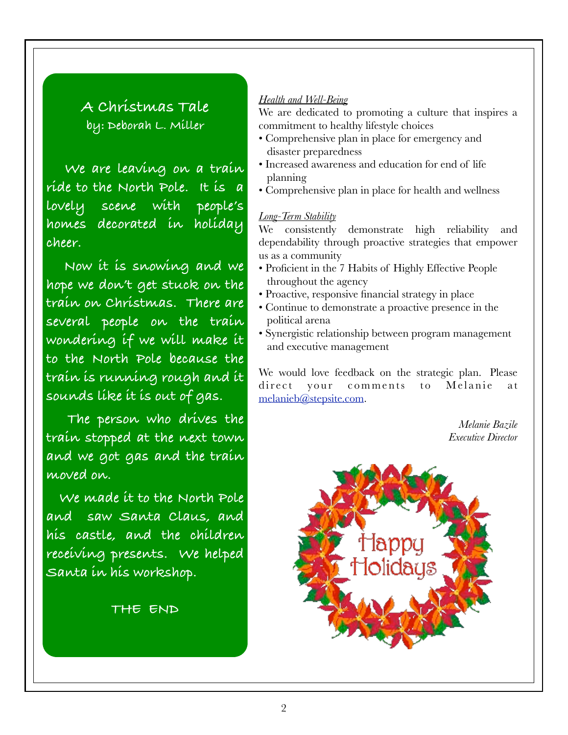## A Christmas Tale

**by: Deborah L. Miller**

We are leaving on a train ride to the North Pole. It is a lovely scene with people's homes decorated in holiday cheer.

Now it is snowing and we hope we don't get stuck on the train on Christmas. There are several people on the train wondering if we will make it to the North Pole because the train is running rough and it sounds like it is out of gas.

The person who drives the train stopped at the next town and we got gas and the train moved on.

We made it to the North Pole and saw Santa Claus, and his castle, and the children receiving presents. We helped Santa in his workshop.

THE END

*Health and Well-Being*

We are dedicated to promoting a culture that inspires a commitment to healthy lifestyle choices

- Comprehensive plan in place for emergency and disaster preparedness
- Increased awareness and education for end of life planning
- Comprehensive plan in place for health and wellness

*Long-Term Stability*

We consistently demonstrate high reliability and dependability through proactive strategies that empower us as a community

- Proficient in the 7 Habits of Highly Effective People throughout the agency
- Proactive, responsive financial strategy in place
- Continue to demonstrate a proactive presence in the political arena
- Synergistic relationship between program management and executive management

We would love feedback on the strategic plan. Please direct your comments to Melanie at melanieb@stepsite.com.

*Melanie Bazile*
*Executive Director*

Happy Holidays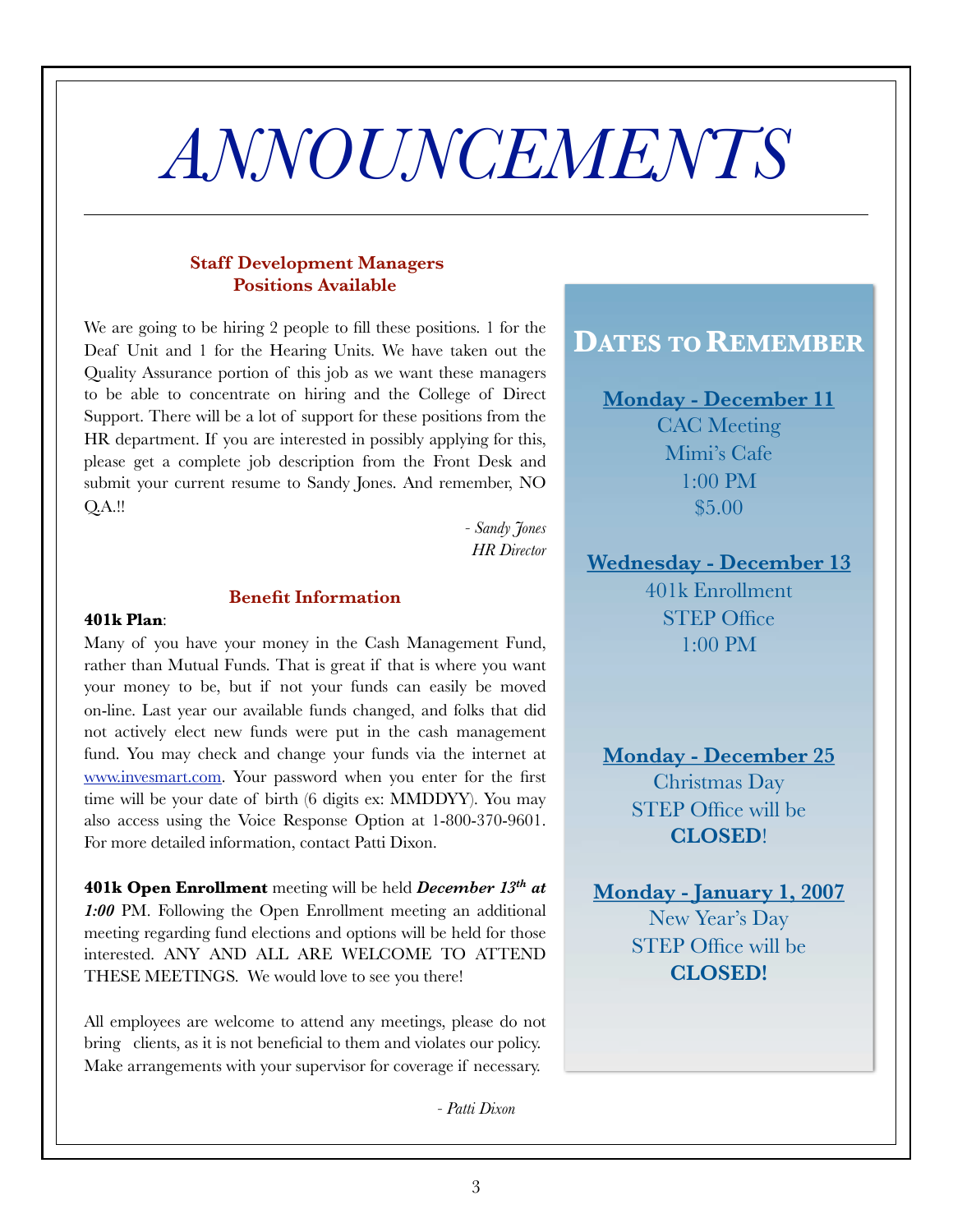# *ANNOUNCEMENTS*

### Staff Development Managers Positions Available

We are going to be hiring 2 people to fill these positions. 1 for the Deaf Unit and 1 for the Hearing Units. We have taken out the Quality Assurance portion of this job as we want these managers to be able to concentrate on hiring and the College of Direct Support. There will be a lot of support for these positions from the HR department. If you are interested in possibly applying for this, please get a complete job description from the Front Desk and submit your current resume to Sandy Jones. And remember, NO Q.A.!!

*- Sandy Jones*
*HR Director*

### Benefit Information

**401k Plan**:
Many of you have your money in the Cash Management Fund, rather than Mutual Funds. That is great if that is where you want your money to be, but if not your funds can easily be moved on-line. Last year our available funds changed, and folks that did not actively elect new funds were put in the cash management fund. You may check and change your funds via the internet at www.invesmart.com. Your password when you enter for the first time will be your date of birth (6 digits ex: MMDDYY). You may also access using the Voice Response Option at 1-800-370-9601. For more detailed information, contact Patti Dixon.

**401k Open Enrollment** meeting will be held ***December 13th at 1:00*** PM. Following the Open Enrollment meeting an additional meeting regarding fund elections and options will be held for those interested. ANY AND ALL ARE WELCOME TO ATTEND THESE MEETINGS. We would love to see you there!

All employees are welcome to attend any meetings, please do not bring clients, as it is not beneficial to them and violates our policy. Make arrangements with your supervisor for coverage if necessary.

*- Patti Dixon*

## Dates to Remember

**Monday - December 11**
CAC Meeting
Mimi's Cafe
1:00 PM
$5.00

**Wednesday - December 13**
401k Enrollment
STEP Office
1:00 PM

**Monday - December 25**
Christmas Day
STEP Office will be
**CLOSED**!

**Monday - January 1, 2007**
New Year's Day
STEP Office will be
**CLOSED!**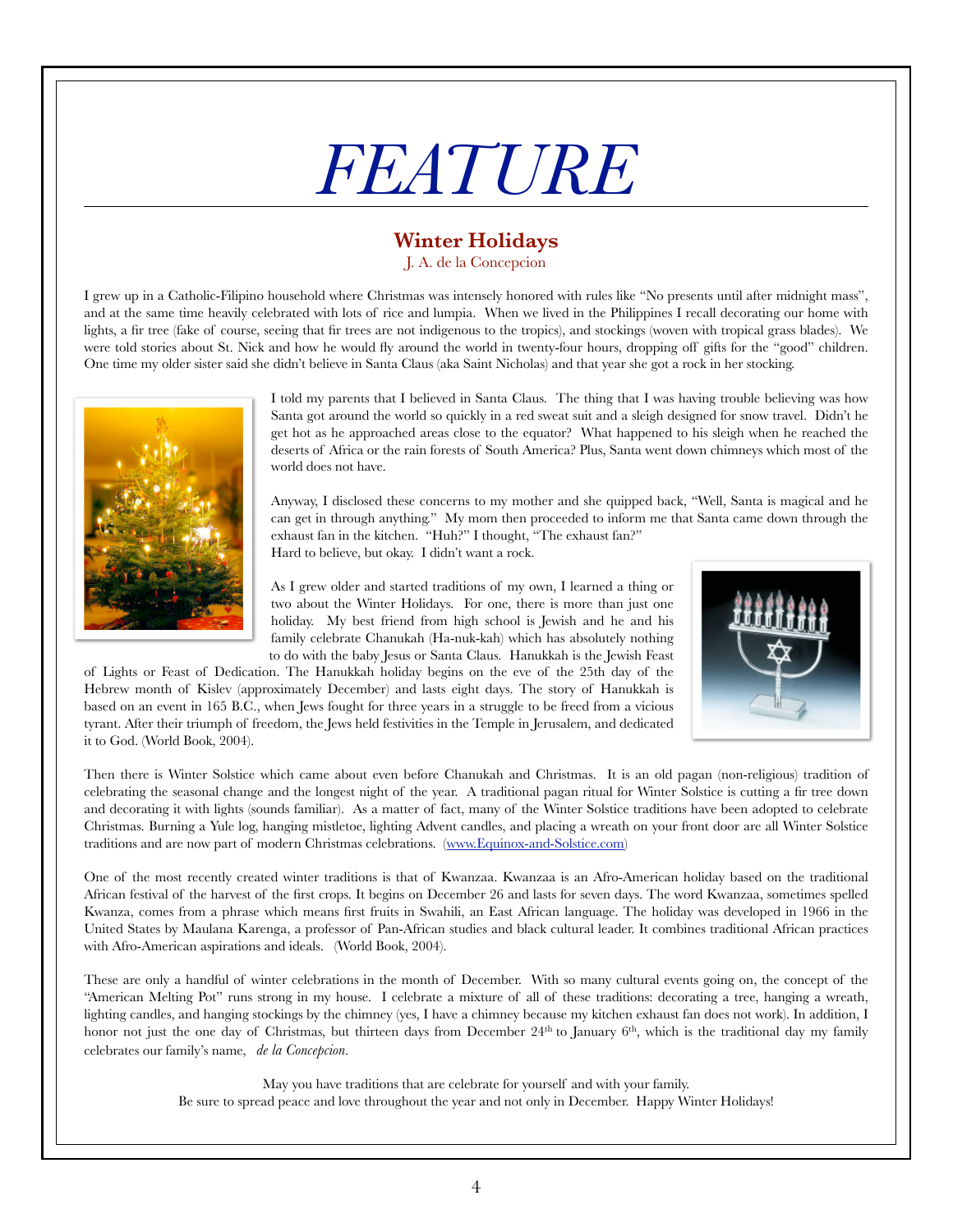# FEATURE

## Winter Holidays

J. A. de la Concepcion

I grew up in a Catholic-Filipino household where Christmas was intensely honored with rules like "No presents until after midnight mass", and at the same time heavily celebrated with lots of rice and lumpia. When we lived in the Philippines I recall decorating our home with lights, a fir tree (fake of course, seeing that fir trees are not indigenous to the tropics), and stockings (woven with tropical grass blades). We were told stories about St. Nick and how he would fly around the world in twenty-four hours, dropping off gifts for the "good" children. One time my older sister said she didn't believe in Santa Claus (aka Saint Nicholas) and that year she got a rock in her stocking.

I told my parents that I believed in Santa Claus. The thing that I was having trouble believing was how Santa got around the world so quickly in a red sweat suit and a sleigh designed for snow travel. Didn't he get hot as he approached areas close to the equator? What happened to his sleigh when he reached the deserts of Africa or the rain forests of South America? Plus, Santa went down chimneys which most of the world does not have.

Anyway, I disclosed these concerns to my mother and she quipped back, "Well, Santa is magical and he can get in through anything." My mom then proceeded to inform me that Santa came down through the exhaust fan in the kitchen. "Huh?" I thought, "The exhaust fan?" Hard to believe, but okay. I didn't want a rock.

As I grew older and started traditions of my own, I learned a thing or two about the Winter Holidays. For one, there is more than just one holiday. My best friend from high school is Jewish and he and his family celebrate Chanukah (Ha-nuk-kah) which has absolutely nothing to do with the baby Jesus or Santa Claus. Hanukkah is the Jewish Feast of Lights or Feast of Dedication. The Hanukkah holiday begins on the eve of the 25th day of the Hebrew month of Kislev (approximately December) and lasts eight days. The story of Hanukkah is based on an event in 165 B.C., when Jews fought for three years in a struggle to be freed from a vicious tyrant. After their triumph of freedom, the Jews held festivities in the Temple in Jerusalem, and dedicated it to God. (World Book, 2004).

Then there is Winter Solstice which came about even before Chanukah and Christmas. It is an old pagan (non-religious) tradition of celebrating the seasonal change and the longest night of the year. A traditional pagan ritual for Winter Solstice is cutting a fir tree down and decorating it with lights (sounds familiar). As a matter of fact, many of the Winter Solstice traditions have been adopted to celebrate Christmas. Burning a Yule log, hanging mistletoe, lighting Advent candles, and placing a wreath on your front door are all Winter Solstice traditions and are now part of modern Christmas celebrations. (www.Equinox-and-Solstice.com)

One of the most recently created winter traditions is that of Kwanzaa. Kwanzaa is an Afro-American holiday based on the traditional African festival of the harvest of the first crops. It begins on December 26 and lasts for seven days. The word Kwanzaa, sometimes spelled Kwanza, comes from a phrase which means first fruits in Swahili, an East African language. The holiday was developed in 1966 in the United States by Maulana Karenga, a professor of Pan-African studies and black cultural leader. It combines traditional African practices with Afro-American aspirations and ideals. (World Book, 2004).

These are only a handful of winter celebrations in the month of December. With so many cultural events going on, the concept of the "American Melting Pot" runs strong in my house. I celebrate a mixture of all of these traditions: decorating a tree, hanging a wreath, lighting candles, and hanging stockings by the chimney (yes, I have a chimney because my kitchen exhaust fan does not work). In addition, I honor not just the one day of Christmas, but thirteen days from December 24th to January 6th, which is the traditional day my family celebrates our family's name, *de la Concepcion*.

May you have traditions that are celebrate for yourself and with your family.
Be sure to spread peace and love throughout the year and not only in December. Happy Winter Holidays!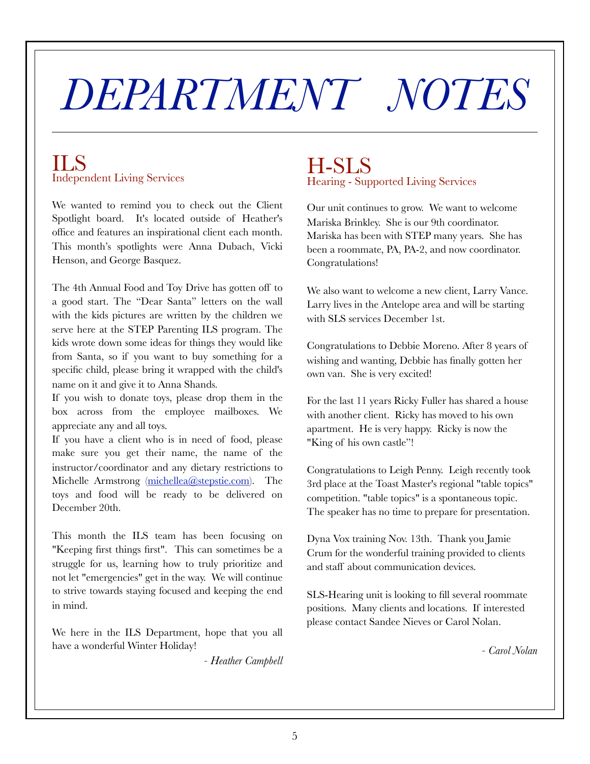# *DEPARTMENT NOTES*

## ILS
### Independent Living Services

We wanted to remind you to check out the Client Spotlight board. It's located outside of Heather's office and features an inspirational client each month. This month's spotlights were Anna Dubach, Vicki Henson, and George Basquez.

The 4th Annual Food and Toy Drive has gotten off to a good start. The "Dear Santa" letters on the wall with the kids pictures are written by the children we serve here at the STEP Parenting ILS program. The kids wrote down some ideas for things they would like from Santa, so if you want to buy something for a specific child, please bring it wrapped with the child's name on it and give it to Anna Shands.

If you wish to donate toys, please drop them in the box across from the employee mailboxes. We appreciate any and all toys.

If you have a client who is in need of food, please make sure you get their name, the name of the instructor/coordinator and any dietary restrictions to Michelle Armstrong (michellea@stepstie.com). The toys and food will be ready to be delivered on December 20th.

This month the ILS team has been focusing on "Keeping first things first". This can sometimes be a struggle for us, learning how to truly prioritize and not let "emergencies" get in the way. We will continue to strive towards staying focused and keeping the end in mind.

We here in the ILS Department, hope that you all have a wonderful Winter Holiday!

*- Heather Campbell*

## H-SLS
### Hearing - Supported Living Services

Our unit continues to grow. We want to welcome Mariska Brinkley. She is our 9th coordinator. Mariska has been with STEP many years. She has been a roommate, PA, PA-2, and now coordinator. Congratulations!

We also want to welcome a new client, Larry Vance. Larry lives in the Antelope area and will be starting with SLS services December 1st.

Congratulations to Debbie Moreno. After 8 years of wishing and wanting, Debbie has finally gotten her own van. She is very excited!

For the last 11 years Ricky Fuller has shared a house with another client. Ricky has moved to his own apartment. He is very happy. Ricky is now the "King of his own castle"!

Congratulations to Leigh Penny. Leigh recently took 3rd place at the Toast Master's regional "table topics" competition. "table topics" is a spontaneous topic. The speaker has no time to prepare for presentation.

Dyna Vox training Nov. 13th. Thank you Jamie Crum for the wonderful training provided to clients and staff about communication devices.

SLS-Hearing unit is looking to fill several roommate positions. Many clients and locations. If interested please contact Sandee Nieves or Carol Nolan.

*- Carol Nolan*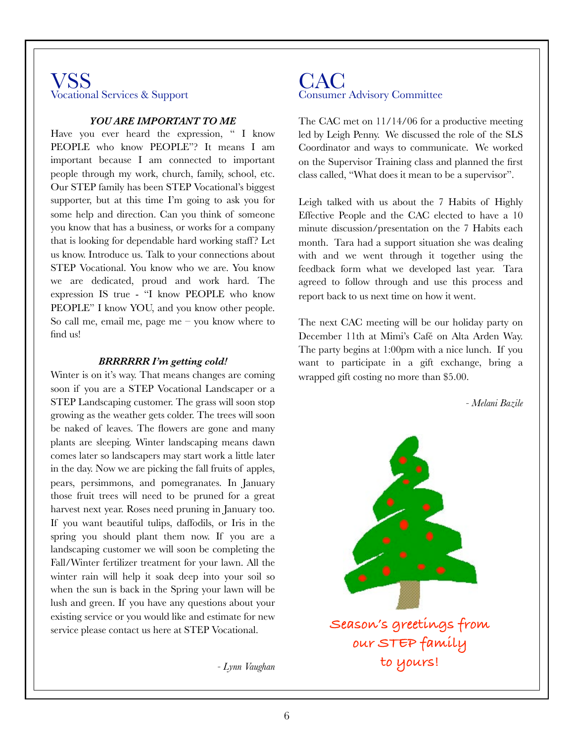# VSS
## Vocational Services & Support

### *YOU ARE IMPORTANT TO ME*

Have you ever heard the expression, " I know PEOPLE who know PEOPLE"? It means I am important because I am connected to important people through my work, church, family, school, etc. Our STEP family has been STEP Vocational's biggest supporter, but at this time I'm going to ask you for some help and direction. Can you think of someone you know that has a business, or works for a company that is looking for dependable hard working staff? Let us know. Introduce us. Talk to your connections about STEP Vocational. You know who we are. You know we are dedicated, proud and work hard. The expression IS true - "I know PEOPLE who know PEOPLE" I know YOU, and you know other people. So call me, email me, page me – you know where to find us!

### *BRRRRRR I'm getting cold!*

Winter is on it's way. That means changes are coming soon if you are a STEP Vocational Landscaper or a STEP Landscaping customer. The grass will soon stop growing as the weather gets colder. The trees will soon be naked of leaves. The flowers are gone and many plants are sleeping. Winter landscaping means dawn comes later so landscapers may start work a little later in the day. Now we are picking the fall fruits of apples, pears, persimmons, and pomegranates. In January those fruit trees will need to be pruned for a great harvest next year. Roses need pruning in January too. If you want beautiful tulips, daffodils, or Iris in the spring you should plant them now. If you are a landscaping customer we will soon be completing the Fall/Winter fertilizer treatment for your lawn. All the winter rain will help it soak deep into your soil so when the sun is back in the Spring your lawn will be lush and green. If you have any questions about your existing service or you would like and estimate for new service please contact us here at STEP Vocational.

*- Lynn Vaughan*

# CAC
## Consumer Advisory Committee

The CAC met on 11/14/06 for a productive meeting led by Leigh Penny. We discussed the role of the SLS Coordinator and ways to communicate. We worked on the Supervisor Training class and planned the first class called, "What does it mean to be a supervisor".

Leigh talked with us about the 7 Habits of Highly Effective People and the CAC elected to have a 10 minute discussion/presentation on the 7 Habits each month. Tara had a support situation she was dealing with and we went through it together using the feedback form what we developed last year. Tara agreed to follow through and use this process and report back to us next time on how it went.

The next CAC meeting will be our holiday party on December 11th at Mimi's Café on Alta Arden Way. The party begins at 1:00pm with a nice lunch. If you want to participate in a gift exchange, bring a wrapped gift costing no more than $5.00.

*- Melani Bazile*

Season's greetings from our STEP family to yours!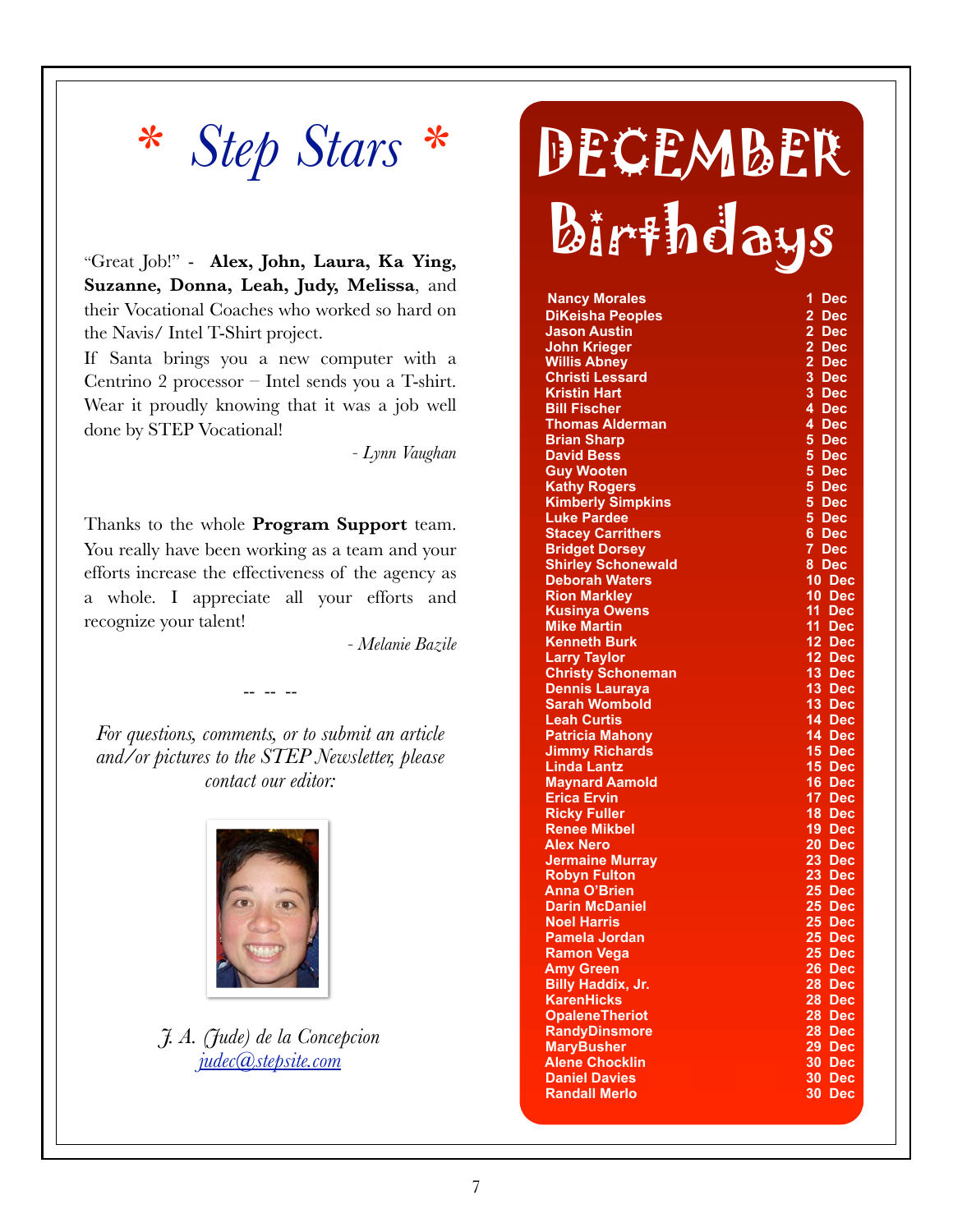# * Step Stars *

"Great Job!" - **Alex, John, Laura, Ka Ying, Suzanne, Donna, Leah, Judy, Melissa**, and their Vocational Coaches who worked so hard on the Navis/ Intel T-Shirt project.

If Santa brings you a new computer with a Centrino 2 processor – Intel sends you a T-shirt. Wear it proudly knowing that it was a job well done by STEP Vocational!

*- Lynn Vaughan*

Thanks to the whole **Program Support** team. You really have been working as a team and your efforts increase the effectiveness of the agency as a whole. I appreciate all your efforts and recognize your talent!

*- Melanie Bazile*

-- -- --

*For questions, comments, or to submit an article and/or pictures to the STEP Newsletter, please contact our editor:*

*J. A. (Jude) de la Concepcion*
*judec@stepsite.com*

# DECEMBER Birthdays

| Name | Date |
|---|---|
| Nancy Morales | 1 Dec |
| DiKeisha Peoples | 2 Dec |
| Jason Austin | 2 Dec |
| John Krieger | 2 Dec |
| Willis Abney | 2 Dec |
| Christi Lessard | 3 Dec |
| Kristin Hart | 3 Dec |
| Bill Fischer | 4 Dec |
| Thomas Alderman | 4 Dec |
| Brian Sharp | 5 Dec |
| David Bess | 5 Dec |
| Guy Wooten | 5 Dec |
| Kathy Rogers | 5 Dec |
| Kimberly Simpkins | 5 Dec |
| Luke Pardee | 5 Dec |
| Stacey Carrithers | 6 Dec |
| Bridget Dorsey | 7 Dec |
| Shirley Schonewald | 8 Dec |
| Deborah Waters | 10 Dec |
| Rion Markley | 10 Dec |
| Kusinya Owens | 11 Dec |
| Mike Martin | 11 Dec |
| Kenneth Burk | 12 Dec |
| Larry Taylor | 12 Dec |
| Christy Schoneman | 13 Dec |
| Dennis Lauraya | 13 Dec |
| Sarah Wombold | 13 Dec |
| Leah Curtis | 14 Dec |
| Patricia Mahony | 14 Dec |
| Jimmy Richards | 15 Dec |
| Linda Lantz | 15 Dec |
| Maynard Aamold | 16 Dec |
| Erica Ervin | 17 Dec |
| Ricky Fuller | 18 Dec |
| Renee Mikbel | 19 Dec |
| Alex Nero | 20 Dec |
| Jermaine Murray | 23 Dec |
| Robyn Fulton | 23 Dec |
| Anna O'Brien | 25 Dec |
| Darin McDaniel | 25 Dec |
| Noel Harris | 25 Dec |
| Pamela Jordan | 25 Dec |
| Ramon Vega | 25 Dec |
| Amy Green | 26 Dec |
| Billy Haddix, Jr. | 28 Dec |
| KarenHicks | 28 Dec |
| OpaleneTheriot | 28 Dec |
| RandyDinsmore | 28 Dec |
| MaryBusher | 29 Dec |
| Alene Chocklin | 30 Dec |
| Daniel Davies | 30 Dec |
| Randall Merlo | 30 Dec |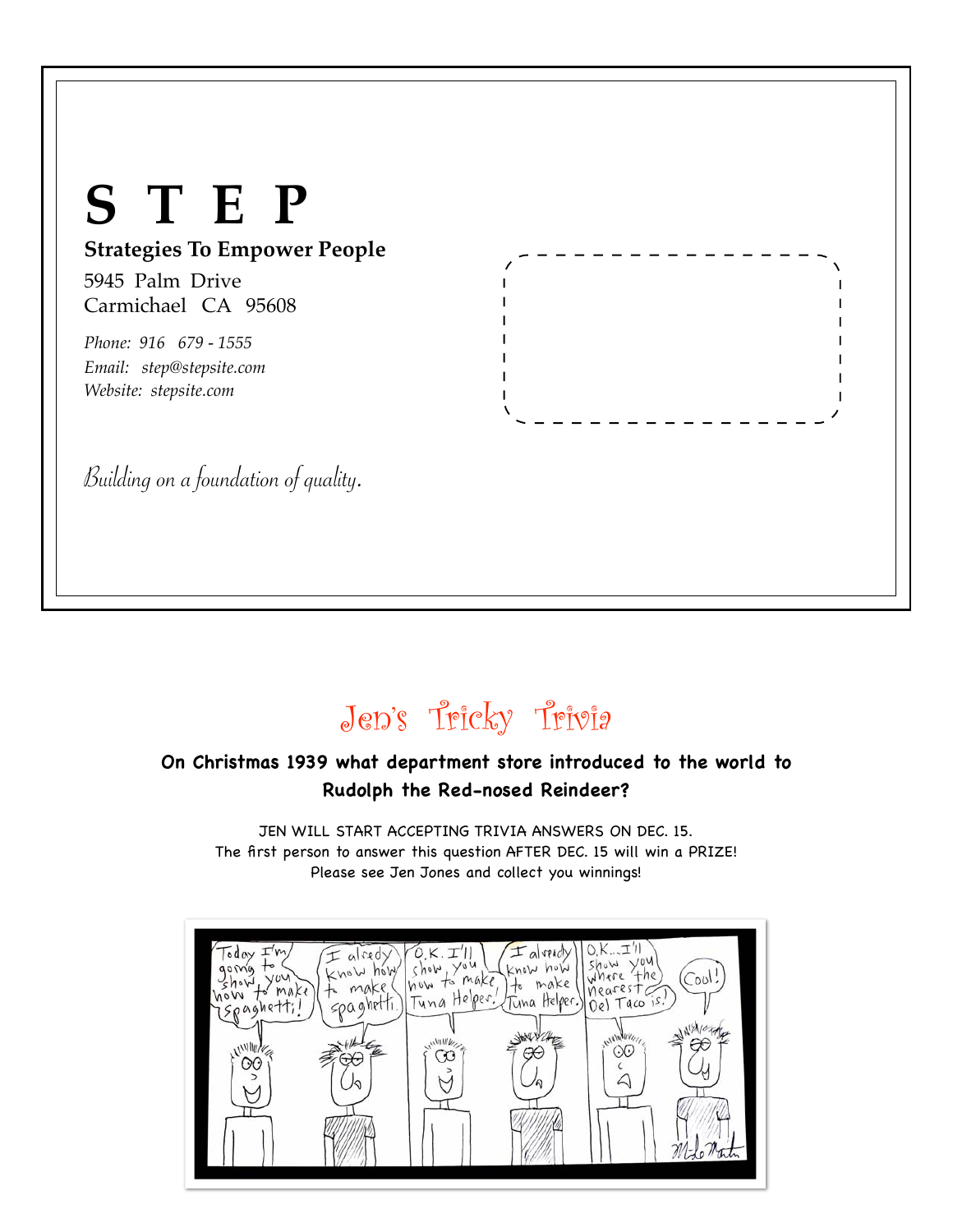# S T E P

**Strategies To Empower People**

5945 Palm Drive
Carmichael CA 95608

*Phone: 916 679 - 1555*
*Email: step@stepsite.com*
*Website: stepsite.com*

*Building on a foundation of quality.*

## Jen's Tricky Trivia

**On Christmas 1939 what department store introduced to the world to Rudolph the Red-nosed Reindeer?**

JEN WILL START ACCEPTING TRIVIA ANSWERS ON DEC. 15.
The first person to answer this question AFTER DEC. 15 will win a PRIZE!
Please see Jen Jones and collect you winnings!